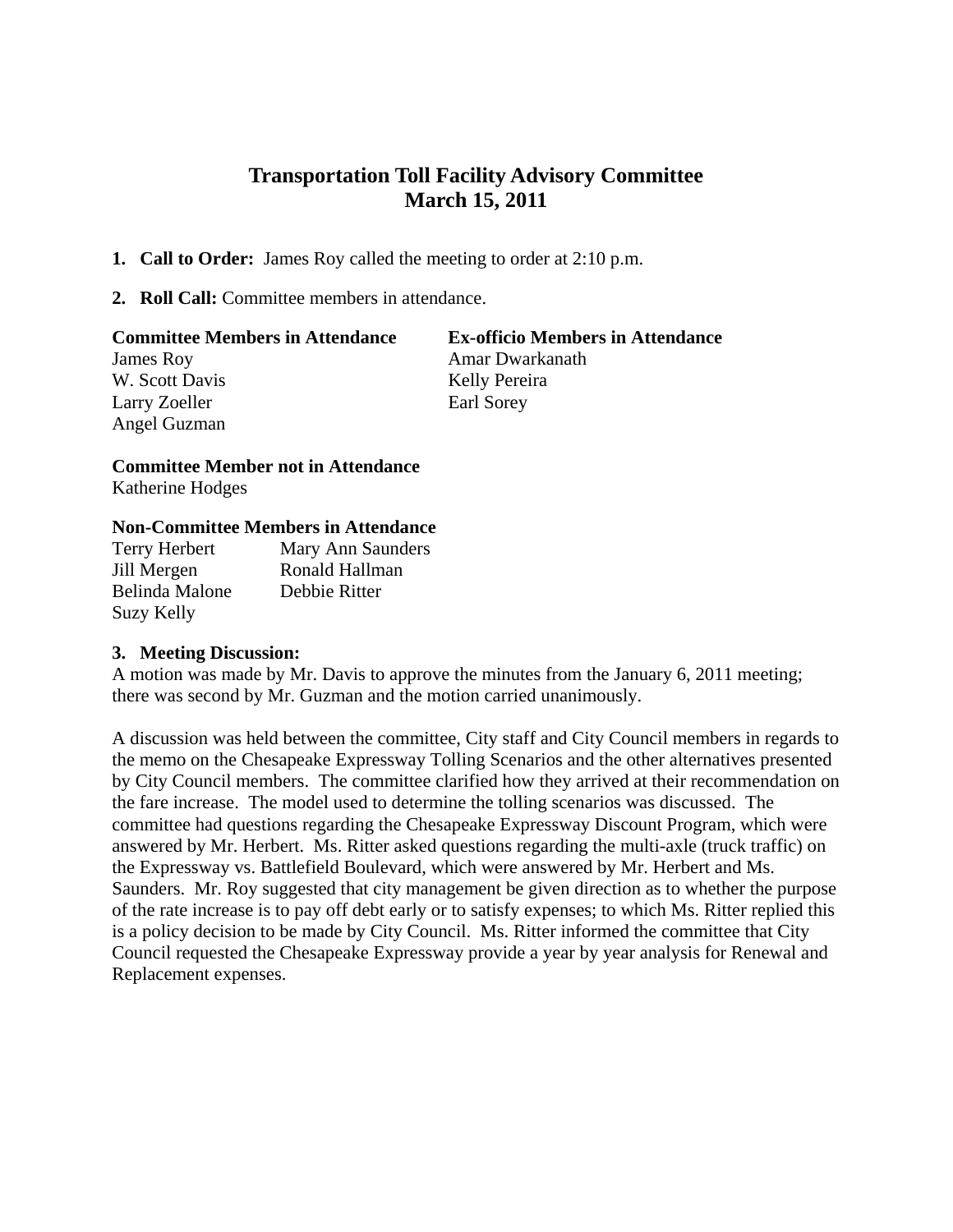# Transportation Toll Facility Advisory Committee
# March 15, 2011

1. **Call to Order:** James Roy called the meeting to order at 2:10 p.m.

2. **Roll Call:** Committee members in attendance.

| **Committee Members in Attendance** | **Ex-officio Members in Attendance** |
|---|---|
| James Roy | Amar Dwarkanath |
| W. Scott Davis | Kelly Pereira |
| Larry Zoeller | Earl Sorey |
| Angel Guzman | |

**Committee Member not in Attendance**
Katherine Hodges

**Non-Committee Members in Attendance**

| | |
|---|---|
| Terry Herbert | Mary Ann Saunders |
| Jill Mergen | Ronald Hallman |
| Belinda Malone | Debbie Ritter |
| Suzy Kelly | |

3. **Meeting Discussion:**

A motion was made by Mr. Davis to approve the minutes from the January 6, 2011 meeting; there was second by Mr. Guzman and the motion carried unanimously.

A discussion was held between the committee, City staff and City Council members in regards to the memo on the Chesapeake Expressway Tolling Scenarios and the other alternatives presented by City Council members. The committee clarified how they arrived at their recommendation on the fare increase. The model used to determine the tolling scenarios was discussed. The committee had questions regarding the Chesapeake Expressway Discount Program, which were answered by Mr. Herbert. Ms. Ritter asked questions regarding the multi-axle (truck traffic) on the Expressway vs. Battlefield Boulevard, which were answered by Mr. Herbert and Ms. Saunders. Mr. Roy suggested that city management be given direction as to whether the purpose of the rate increase is to pay off debt early or to satisfy expenses; to which Ms. Ritter replied this is a policy decision to be made by City Council. Ms. Ritter informed the committee that City Council requested the Chesapeake Expressway provide a year by year analysis for Renewal and Replacement expenses.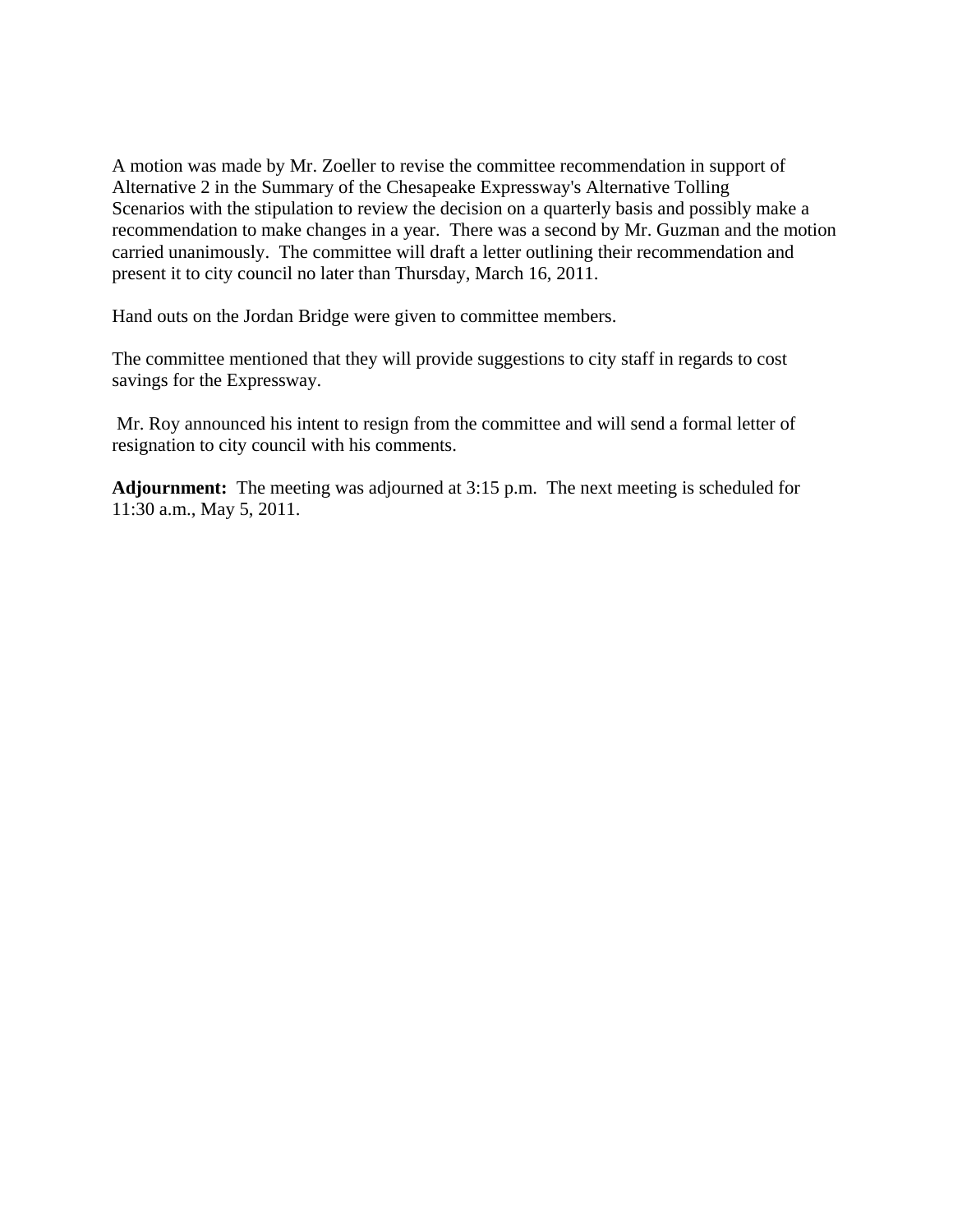A motion was made by Mr. Zoeller to revise the committee recommendation in support of Alternative 2 in the Summary of the Chesapeake Expressway's Alternative Tolling Scenarios with the stipulation to review the decision on a quarterly basis and possibly make a recommendation to make changes in a year. There was a second by Mr. Guzman and the motion carried unanimously. The committee will draft a letter outlining their recommendation and present it to city council no later than Thursday, March 16, 2011.

Hand outs on the Jordan Bridge were given to committee members.

The committee mentioned that they will provide suggestions to city staff in regards to cost savings for the Expressway.

Mr. Roy announced his intent to resign from the committee and will send a formal letter of resignation to city council with his comments.

**Adjournment:** The meeting was adjourned at 3:15 p.m. The next meeting is scheduled for 11:30 a.m., May 5, 2011.